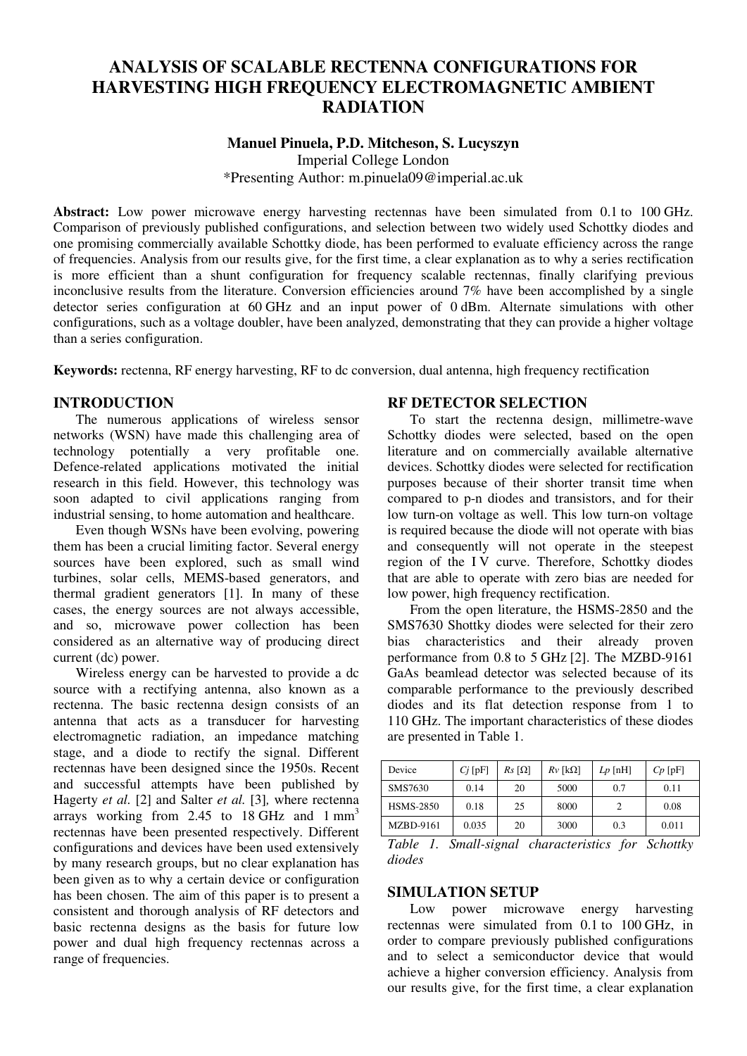# ANALYSIS OF SCALABLE RECTENNA CONFIGURATIONS FOR HARVESTING HIGH FREQUENCY ELECTROMAGNETIC AMBIENT RADIATION

**Manuel Pinuela, P.D. Mitcheson, S. Lucyszyn**

Imperial College London

*Presenting Author: m.pinuela09@imperial.ac.uk

**Abstract:** Low power microwave energy harvesting rectennas have been simulated from 0.1 to 100 GHz. Comparison of previously published configurations, and selection between two widely used Schottky diodes and one promising commercially available Schottky diode, has been performed to evaluate efficiency across the range of frequencies. Analysis from our results give, for the first time, a clear explanation as to why a series rectification is more efficient than a shunt configuration for frequency scalable rectennas, finally clarifying previous inconclusive results from the literature. Conversion efficiencies around 7% have been accomplished by a single detector series configuration at 60 GHz and an input power of 0 dBm. Alternate simulations with other configurations, such as a voltage doubler, have been analyzed, demonstrating that they can provide a higher voltage than a series configuration.

**Keywords:** rectenna, RF energy harvesting, RF to dc conversion, dual antenna, high frequency rectification

## INTRODUCTION

The numerous applications of wireless sensor networks (WSN) have made this challenging area of technology potentially a very profitable one. Defence-related applications motivated the initial research in this field. However, this technology was soon adapted to civil applications ranging from industrial sensing, to home automation and healthcare.

Even though WSNs have been evolving, powering them has been a crucial limiting factor. Several energy sources have been explored, such as small wind turbines, solar cells, MEMS-based generators, and thermal gradient generators [1]. In many of these cases, the energy sources are not always accessible, and so, microwave power collection has been considered as an alternative way of producing direct current (dc) power.

Wireless energy can be harvested to provide a dc source with a rectifying antenna, also known as a rectenna. The basic rectenna design consists of an antenna that acts as a transducer for harvesting electromagnetic radiation, an impedance matching stage, and a diode to rectify the signal. Different rectennas have been designed since the 1950s. Recent and successful attempts have been published by Hagerty *et al.* [2] and Salter *et al.* [3], where rectenna arrays working from 2.45 to 18 GHz and 1 mm$^3$ rectennas have been presented respectively. Different configurations and devices have been used extensively by many research groups, but no clear explanation has been given as to why a certain device or configuration has been chosen. The aim of this paper is to present a consistent and thorough analysis of RF detectors and basic rectenna designs as the basis for future low power and dual high frequency rectennas across a range of frequencies.

## RF DETECTOR SELECTION

To start the rectenna design, millimetre-wave Schottky diodes were selected, based on the open literature and on commercially available alternative devices. Schottky diodes were selected for rectification purposes because of their shorter transit time when compared to p-n diodes and transistors, and for their low turn-on voltage as well. This low turn-on voltage is required because the diode will not operate with bias and consequently will not operate in the steepest region of the I V curve. Therefore, Schottky diodes that are able to operate with zero bias are needed for low power, high frequency rectification.

From the open literature, the HSMS-2850 and the SMS7630 Shottky diodes were selected for their zero bias characteristics and their already proven performance from 0.8 to 5 GHz [2]. The MZBD-9161 GaAs beamlead detector was selected because of its comparable performance to the previously described diodes and its flat detection response from 1 to 110 GHz. The important characteristics of these diodes are presented in Table 1.

| Device | $C_j$ [pF] | $R_s$ [Ω] | $R_v$ [kΩ] | $L_p$ [nH] | $C_p$ [pF] |
|---|---|---|---|---|---|
| SMS7630 | 0.14 | 20 | 5000 | 0.7 | 0.11 |
| HSMS-2850 | 0.18 | 25 | 8000 | 2 | 0.08 |
| MZBD-9161 | 0.035 | 20 | 3000 | 0.3 | 0.011 |

*Table 1. Small-signal characteristics for Schottky diodes*

## SIMULATION SETUP

Low power microwave energy harvesting rectennas were simulated from 0.1 to 100 GHz, in order to compare previously published configurations and to select a semiconductor device that would achieve a higher conversion efficiency. Analysis from our results give, for the first time, a clear explanation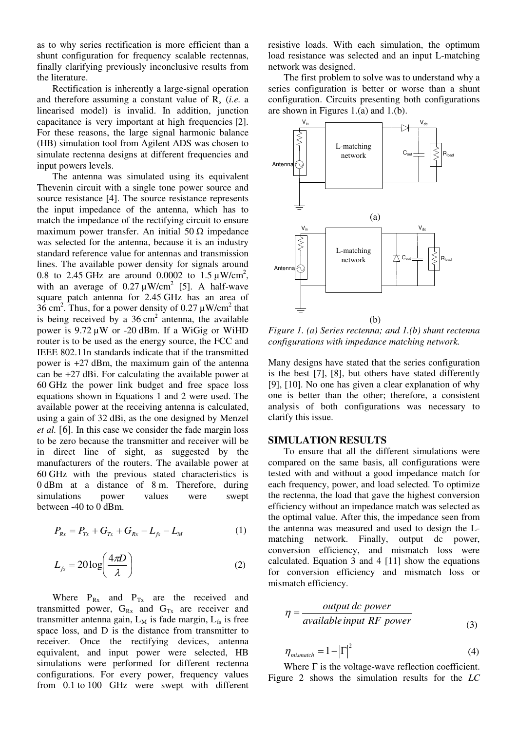as to why series rectification is more efficient than a shunt configuration for frequency scalable rectennas, finally clarifying previously inconclusive results from the literature.

Rectification is inherently a large-signal operation and therefore assuming a constant value of $R_s$ (*i.e.* a linearised model) is invalid. In addition, junction capacitance is very important at high frequencies [2]. For these reasons, the large signal harmonic balance (HB) simulation tool from Agilent ADS was chosen to simulate rectenna designs at different frequencies and input powers levels.

The antenna was simulated using its equivalent Thevenin circuit with a single tone power source and source resistance [4]. The source resistance represents the input impedance of the antenna, which has to match the impedance of the rectifying circuit to ensure maximum power transfer. An initial 50 Ω impedance was selected for the antenna, because it is an industry standard reference value for antennas and transmission lines. The available power density for signals around 0.8 to 2.45 GHz are around 0.0002 to 1.5 μW/cm$^2$, with an average of 0.27 μW/cm$^2$ [5]. A half-wave square patch antenna for 2.45 GHz has an area of 36 cm$^2$. Thus, for a power density of 0.27 μW/cm$^2$ that is being received by a 36 cm$^2$ antenna, the available power is 9.72 μW or -20 dBm. If a WiGig or WiHD router is to be used as the energy source, the FCC and IEEE 802.11n standards indicate that if the transmitted power is +27 dBm, the maximum gain of the antenna can be +27 dBi. For calculating the available power at 60 GHz the power link budget and free space loss equations shown in Equations 1 and 2 were used. The available power at the receiving antenna is calculated, using a gain of 32 dBi, as the one designed by Menzel *et al.* [6]. In this case we consider the fade margin loss to be zero because the transmitter and receiver will be in direct line of sight, as suggested by the manufacturers of the routers. The available power at 60 GHz with the previous stated characteristics is 0 dBm at a distance of 8 m. Therefore, during simulations power values were swept between -40 to 0 dBm.

$$P_{Rx} = P_{Tx} + G_{Tx} + G_{Rx} - L_{fs} - L_M \tag{1}$$

$$L_{fs} = 20\log\left(\frac{4\pi D}{\lambda}\right) \tag{2}$$

Where $P_{Rx}$ and $P_{Tx}$ are the received and transmitted power, $G_{Rx}$ and $G_{Tx}$ are receiver and transmitter antenna gain, $L_M$ is fade margin, $L_{fs}$ is free space loss, and D is the distance from transmitter to receiver. Once the rectifying devices, antenna equivalent, and input power were selected, HB simulations were performed for different rectenna configurations. For every power, frequency values from 0.1 to 100 GHz were swept with different resistive loads. With each simulation, the optimum load resistance was selected and an input L-matching network was designed.

The first problem to solve was to understand why a series configuration is better or worse than a shunt configuration. Circuits presenting both configurations are shown in Figures 1.(a) and 1.(b).

*Figure 1. (a) Series rectenna; and 1.(b) shunt rectenna configurations with impedance matching network.*

Many designs have stated that the series configuration is the best [7], [8], but others have stated differently [9], [10]. No one has given a clear explanation of why one is better than the other; therefore, a consistent analysis of both configurations was necessary to clarify this issue.

## SIMULATION RESULTS

To ensure that all the different simulations were compared on the same basis, all configurations were tested with and without a good impedance match for each frequency, power, and load selected. To optimize the rectenna, the load that gave the highest conversion efficiency without an impedance match was selected as the optimal value. After this, the impedance seen from the antenna was measured and used to design the L-matching network. Finally, output dc power, conversion efficiency, and mismatch loss were calculated. Equation 3 and 4 [11] show the equations for conversion efficiency and mismatch loss or mismatch efficiency.

$$\eta = \frac{output\ dc\ power}{available\ input\ RF\ power} \tag{3}$$

$$\eta_{mismatch} = 1 - |\Gamma|^2 \tag{4}$$

Where Γ is the voltage-wave reflection coefficient. Figure 2 shows the simulation results for the *LC*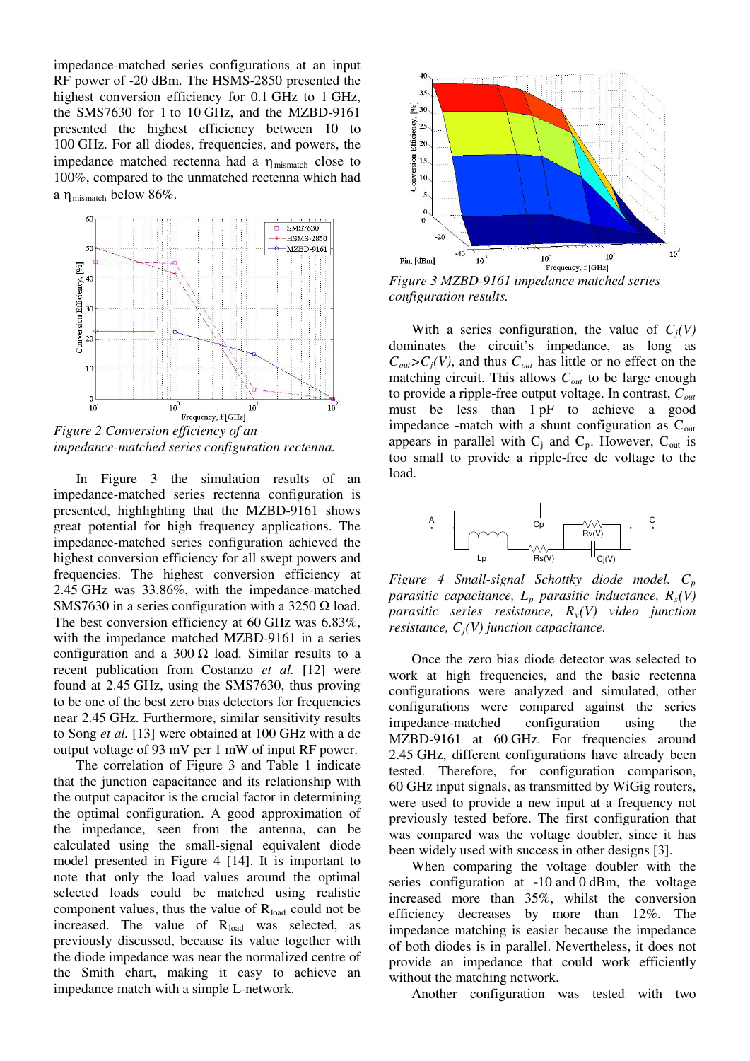impedance-matched series configurations at an input RF power of -20 dBm. The HSMS-2850 presented the highest conversion efficiency for 0.1 GHz to 1 GHz, the SMS7630 for 1 to 10 GHz, and the MZBD-9161 presented the highest efficiency between 10 to 100 GHz. For all diodes, frequencies, and powers, the impedance matched rectenna had a $\eta_{mismatch}$ close to 100%, compared to the unmatched rectenna which had a $\eta_{mismatch}$ below 86%.

*Figure 2 Conversion efficiency of an impedance-matched series configuration rectenna.*

In Figure 3 the simulation results of an impedance-matched series rectenna configuration is presented, highlighting that the MZBD-9161 shows great potential for high frequency applications. The impedance-matched series configuration achieved the highest conversion efficiency for all swept powers and frequencies. The highest conversion efficiency at 2.45 GHz was 33.86%, with the impedance-matched SMS7630 in a series configuration with a 3250 Ω load. The best conversion efficiency at 60 GHz was 6.83%, with the impedance matched MZBD-9161 in a series configuration and a 300 Ω load. Similar results to a recent publication from Costanzo *et al.* [12] were found at 2.45 GHz, using the SMS7630, thus proving to be one of the best zero bias detectors for frequencies near 2.45 GHz. Furthermore, similar sensitivity results to Song *et al.* [13] were obtained at 100 GHz with a dc output voltage of 93 mV per 1 mW of input RF power.

The correlation of Figure 3 and Table 1 indicate that the junction capacitance and its relationship with the output capacitor is the crucial factor in determining the optimal configuration. A good approximation of the impedance, seen from the antenna, can be calculated using the small-signal equivalent diode model presented in Figure 4 [14]. It is important to note that only the load values around the optimal selected loads could be matched using realistic component values, thus the value of $R_{load}$ could not be increased. The value of $R_{load}$ was selected, as previously discussed, because its value together with the diode impedance was near the normalized centre of the Smith chart, making it easy to achieve an impedance match with a simple L-network.

*Figure 3 MZBD-9161 impedance matched series configuration results.*

With a series configuration, the value of $C_j(V)$ dominates the circuit's impedance, as long as $C_{out}$>$C_j(V)$, and thus $C_{out}$ has little or no effect on the matching circuit. This allows $C_{out}$ to be large enough to provide a ripple-free output voltage. In contrast, $C_{out}$ must be less than 1 pF to achieve a good impedance -match with a shunt configuration as $C_{out}$ appears in parallel with $C_j$ and $C_p$. However, $C_{out}$ is too small to provide a ripple-free dc voltage to the load.

*Figure 4 Small-signal Schottky diode model. $C_p$ parasitic capacitance, $L_p$ parasitic inductance, $R_s(V)$ parasitic series resistance, $R_v(V)$ video junction resistance, $C_j(V)$ junction capacitance.*

Once the zero bias diode detector was selected to work at high frequencies, and the basic rectenna configurations were analyzed and simulated, other configurations were compared against the series impedance-matched configuration using the MZBD-9161 at 60 GHz. For frequencies around 2.45 GHz, different configurations have already been tested. Therefore, for configuration comparison, 60 GHz input signals, as transmitted by WiGig routers, were used to provide a new input at a frequency not previously tested before. The first configuration that was compared was the voltage doubler, since it has been widely used with success in other designs [3].

When comparing the voltage doubler with the series configuration at -10 and 0 dBm, the voltage increased more than 35%, whilst the conversion efficiency decreases by more than 12%. The impedance matching is easier because the impedance of both diodes is in parallel. Nevertheless, it does not provide an impedance that could work efficiently without the matching network.

Another configuration was tested with two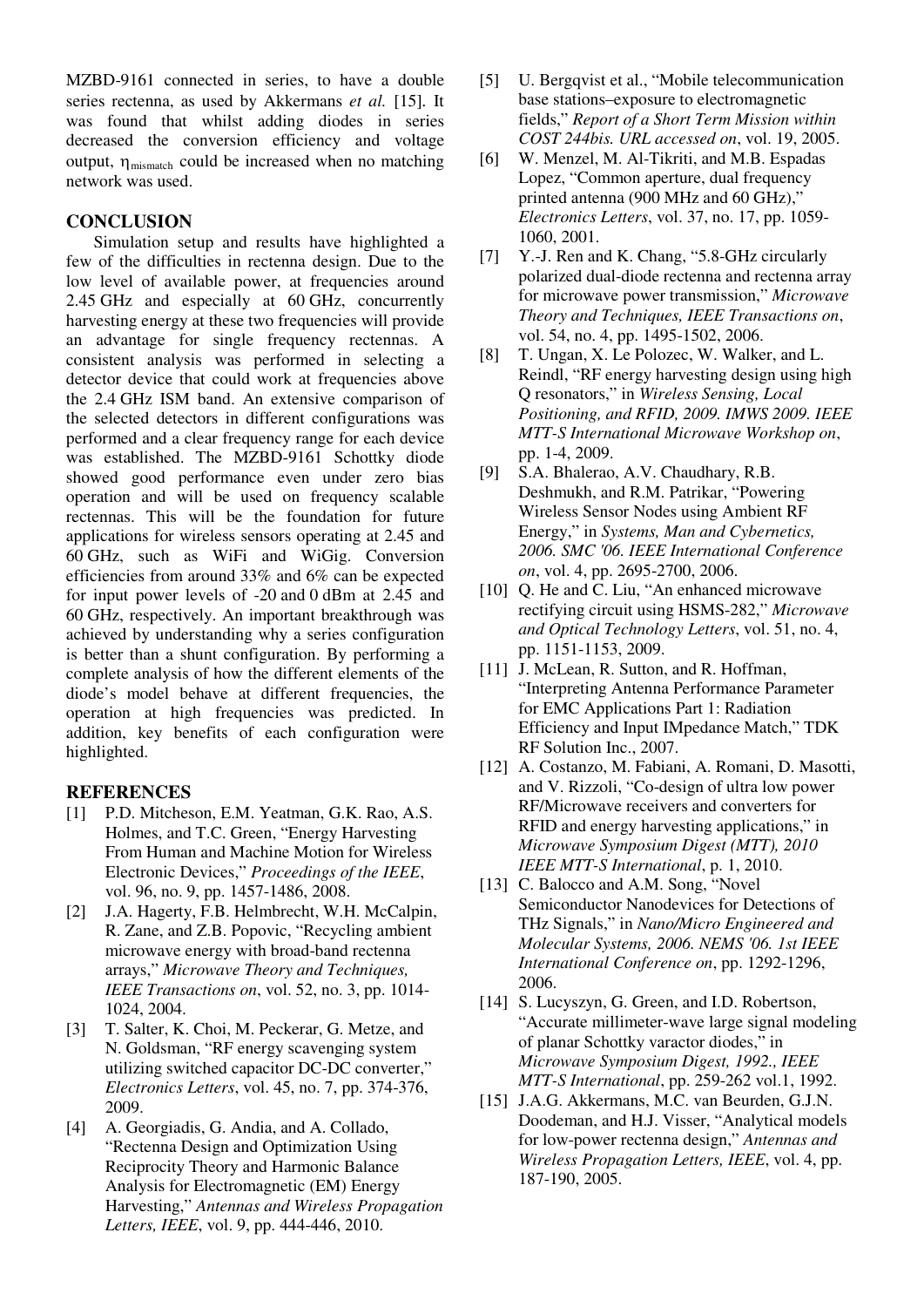MZBD-9161 connected in series, to have a double series rectenna, as used by Akkermans *et al.* [15]. It was found that whilst adding diodes in series decreased the conversion efficiency and voltage output, $\eta_{mismatch}$ could be increased when no matching network was used.

## CONCLUSION

Simulation setup and results have highlighted a few of the difficulties in rectenna design. Due to the low level of available power, at frequencies around 2.45 GHz and especially at 60 GHz, concurrently harvesting energy at these two frequencies will provide an advantage for single frequency rectennas. A consistent analysis was performed in selecting a detector device that could work at frequencies above the 2.4 GHz ISM band. An extensive comparison of the selected detectors in different configurations was performed and a clear frequency range for each device was established. The MZBD-9161 Schottky diode showed good performance even under zero bias operation and will be used on frequency scalable rectennas. This will be the foundation for future applications for wireless sensors operating at 2.45 and 60 GHz, such as WiFi and WiGig. Conversion efficiencies from around 33% and 6% can be expected for input power levels of -20 and 0 dBm at 2.45 and 60 GHz, respectively. An important breakthrough was achieved by understanding why a series configuration is better than a shunt configuration. By performing a complete analysis of how the different elements of the diode's model behave at different frequencies, the operation at high frequencies was predicted. In addition, key benefits of each configuration were highlighted.

## REFERENCES

[1] P.D. Mitcheson, E.M. Yeatman, G.K. Rao, A.S. Holmes, and T.C. Green, "Energy Harvesting From Human and Machine Motion for Wireless Electronic Devices," *Proceedings of the IEEE*, vol. 96, no. 9, pp. 1457-1486, 2008.

[2] J.A. Hagerty, F.B. Helmbrecht, W.H. McCalpin, R. Zane, and Z.B. Popovic, "Recycling ambient microwave energy with broad-band rectenna arrays," *Microwave Theory and Techniques, IEEE Transactions on*, vol. 52, no. 3, pp. 1014-1024, 2004.

[3] T. Salter, K. Choi, M. Peckerar, G. Metze, and N. Goldsman, "RF energy scavenging system utilizing switched capacitor DC-DC converter," *Electronics Letters*, vol. 45, no. 7, pp. 374-376, 2009.

[4] A. Georgiadis, G. Andia, and A. Collado, "Rectenna Design and Optimization Using Reciprocity Theory and Harmonic Balance Analysis for Electromagnetic (EM) Energy Harvesting," *Antennas and Wireless Propagation Letters, IEEE*, vol. 9, pp. 444-446, 2010.

[5] U. Bergqvist et al., "Mobile telecommunication base stations–exposure to electromagnetic fields," *Report of a Short Term Mission within COST 244bis. URL accessed on*, vol. 19, 2005.

[6] W. Menzel, M. Al-Tikriti, and M.B. Espadas Lopez, "Common aperture, dual frequency printed antenna (900 MHz and 60 GHz)," *Electronics Letters*, vol. 37, no. 17, pp. 1059-1060, 2001.

[7] Y.-J. Ren and K. Chang, "5.8-GHz circularly polarized dual-diode rectenna and rectenna array for microwave power transmission," *Microwave Theory and Techniques, IEEE Transactions on*, vol. 54, no. 4, pp. 1495-1502, 2006.

[8] T. Ungan, X. Le Polozec, W. Walker, and L. Reindl, "RF energy harvesting design using high Q resonators," in *Wireless Sensing, Local Positioning, and RFID, 2009. IMWS 2009. IEEE MTT-S International Microwave Workshop on*, pp. 1-4, 2009.

[9] S.A. Bhalerao, A.V. Chaudhary, R.B. Deshmukh, and R.M. Patrikar, "Powering Wireless Sensor Nodes using Ambient RF Energy," in *Systems, Man and Cybernetics, 2006. SMC '06. IEEE International Conference on*, vol. 4, pp. 2695-2700, 2006.

[10] Q. He and C. Liu, "An enhanced microwave rectifying circuit using HSMS-282," *Microwave and Optical Technology Letters*, vol. 51, no. 4, pp. 1151-1153, 2009.

[11] J. McLean, R. Sutton, and R. Hoffman, "Interpreting Antenna Performance Parameter for EMC Applications Part 1: Radiation Efficiency and Input IMpedance Match," TDK RF Solution Inc., 2007.

[12] A. Costanzo, M. Fabiani, A. Romani, D. Masotti, and V. Rizzoli, "Co-design of ultra low power RF/Microwave receivers and converters for RFID and energy harvesting applications," in *Microwave Symposium Digest (MTT), 2010 IEEE MTT-S International*, p. 1, 2010.

[13] C. Balocco and A.M. Song, "Novel Semiconductor Nanodevices for Detections of THz Signals," in *Nano/Micro Engineered and Molecular Systems, 2006. NEMS '06. 1st IEEE International Conference on*, pp. 1292-1296, 2006.

[14] S. Lucyszyn, G. Green, and I.D. Robertson, "Accurate millimeter-wave large signal modeling of planar Schottky varactor diodes," in *Microwave Symposium Digest, 1992., IEEE MTT-S International*, pp. 259-262 vol.1, 1992.

[15] J.A.G. Akkermans, M.C. van Beurden, G.J.N. Doodeman, and H.J. Visser, "Analytical models for low-power rectenna design," *Antennas and Wireless Propagation Letters, IEEE*, vol. 4, pp. 187-190, 2005.